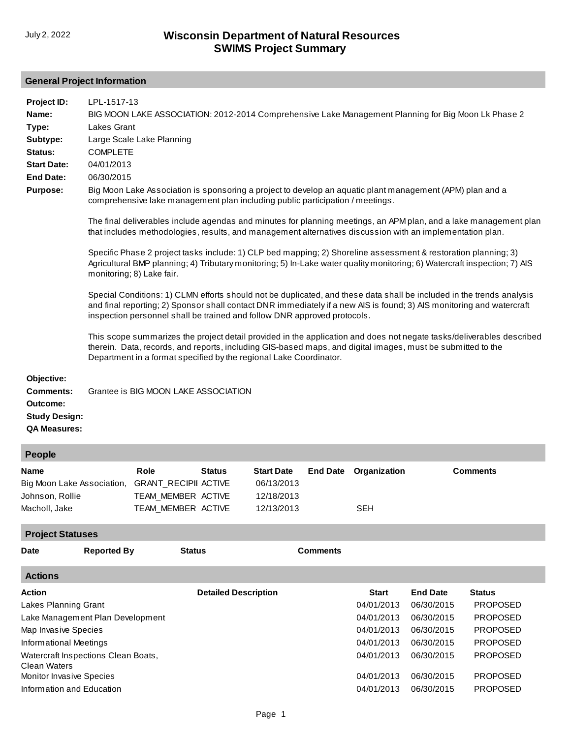July 2, 2022

# Wisconsin Department of Natural Resources
# SWIMS Project Summary

## General Project Information

**Project ID:** LPL-1517-13

**Name:** BIG MOON LAKE ASSOCIATION: 2012-2014 Comprehensive Lake Management Planning for Big Moon Lk Phase 2

**Type:** Lakes Grant

**Subtype:** Large Scale Lake Planning

**Status:** COMPLETE

**Start Date:** 04/01/2013

**End Date:** 06/30/2015

**Purpose:** Big Moon Lake Association is sponsoring a project to develop an aquatic plant management (APM) plan and a comprehensive lake management plan including public participation / meetings.

The final deliverables include agendas and minutes for planning meetings, an APM plan, and a lake management plan that includes methodologies, results, and management alternatives discussion with an implementation plan.

Specific Phase 2 project tasks include: 1) CLP bed mapping; 2) Shoreline assessment & restoration planning; 3) Agricultural BMP planning; 4) Tributary monitoring; 5) In-Lake water quality monitoring; 6) Watercraft inspection; 7) AIS monitoring; 8) Lake fair.

Special Conditions: 1) CLMN efforts should not be duplicated, and these data shall be included in the trends analysis and final reporting; 2) Sponsor shall contact DNR immediately if a new AIS is found; 3) AIS monitoring and watercraft inspection personnel shall be trained and follow DNR approved protocols.

This scope summarizes the project detail provided in the application and does not negate tasks/deliverables described therein. Data, records, and reports, including GIS-based maps, and digital images, must be submitted to the Department in a format specified by the regional Lake Coordinator.

**Objective:**

**Comments:** Grantee is BIG MOON LAKE ASSOCIATION

**Outcome:**

**Study Design:**

**QA Measures:**

## People

| Name | Role | Status | Start Date | End Date | Organization | Comments |
|---|---|---|---|---|---|---|
| Big Moon Lake Association, | GRANT_RECIPII | ACTIVE | 06/13/2013 | | | |
| Johnson, Rollie | TEAM_MEMBER | ACTIVE | 12/18/2013 | | | |
| Macholl, Jake | TEAM_MEMBER | ACTIVE | 12/13/2013 | | SEH | |

## Project Statuses

| Date | Reported By | Status | Comments |
|---|---|---|---|

## Actions

| Action | Detailed Description | Start | End Date | Status |
|---|---|---|---|---|
| Lakes Planning Grant | | 04/01/2013 | 06/30/2015 | PROPOSED |
| Lake Management Plan Development | | 04/01/2013 | 06/30/2015 | PROPOSED |
| Map Invasive Species | | 04/01/2013 | 06/30/2015 | PROPOSED |
| Informational Meetings | | 04/01/2013 | 06/30/2015 | PROPOSED |
| Watercraft Inspections Clean Boats, Clean Waters | | 04/01/2013 | 06/30/2015 | PROPOSED |
| Monitor Invasive Species | | 04/01/2013 | 06/30/2015 | PROPOSED |
| Information and Education | | 04/01/2013 | 06/30/2015 | PROPOSED |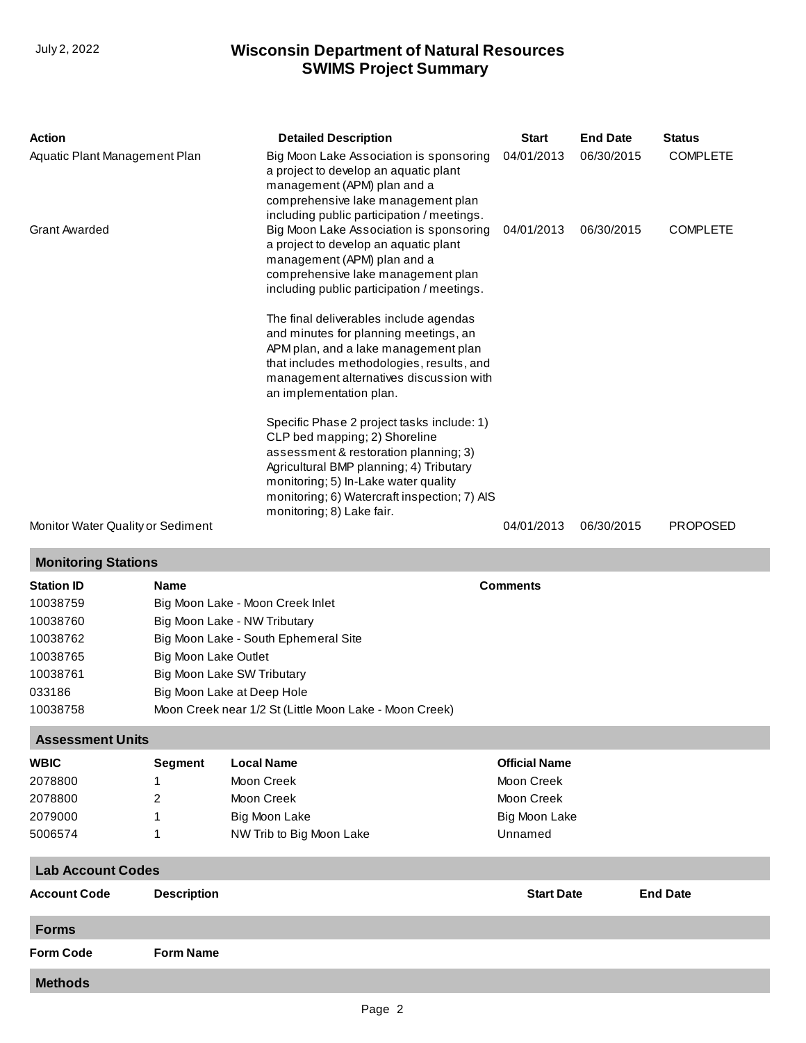| Action | Detailed Description | Start | End Date | Status |
|---|---|---|---|---|
| Aquatic Plant Management Plan | Big Moon Lake Association is sponsoring a project to develop an aquatic plant management (APM) plan and a comprehensive lake management plan including public participation / meetings. | 04/01/2013 | 06/30/2015 | COMPLETE |
| Grant Awarded | Big Moon Lake Association is sponsoring a project to develop an aquatic plant management (APM) plan and a comprehensive lake management plan including public participation / meetings.<br><br>The final deliverables include agendas and minutes for planning meetings, an APM plan, and a lake management plan that includes methodologies, results, and management alternatives discussion with an implementation plan.<br><br>Specific Phase 2 project tasks include: 1) CLP bed mapping; 2) Shoreline assessment & restoration planning; 3) Agricultural BMP planning; 4) Tributary monitoring; 5) In-Lake water quality monitoring; 6) Watercraft inspection; 7) AIS monitoring; 8) Lake fair. | 04/01/2013 | 06/30/2015 | COMPLETE |
| Monitor Water Quality or Sediment | | 04/01/2013 | 06/30/2015 | PROPOSED |

## Monitoring Stations

| Station ID | Name | Comments |
|---|---|---|
| 10038759 | Big Moon Lake - Moon Creek Inlet | |
| 10038760 | Big Moon Lake - NW Tributary | |
| 10038762 | Big Moon Lake - South Ephemeral Site | |
| 10038765 | Big Moon Lake Outlet | |
| 10038761 | Big Moon Lake SW Tributary | |
| 033186 | Big Moon Lake at Deep Hole | |
| 10038758 | Moon Creek near 1/2 St (Little Moon Lake - Moon Creek) | |

## Assessment Units

| WBIC | Segment | Local Name | Official Name |
|---|---|---|---|
| 2078800 | 1 | Moon Creek | Moon Creek |
| 2078800 | 2 | Moon Creek | Moon Creek |
| 2079000 | 1 | Big Moon Lake | Big Moon Lake |
| 5006574 | 1 | NW Trib to Big Moon Lake | Unnamed |

## Lab Account Codes

| Account Code | Description | Start Date | End Date |
|---|---|---|---|

## Forms

| Form Code | Form Name |
|---|---|

## Methods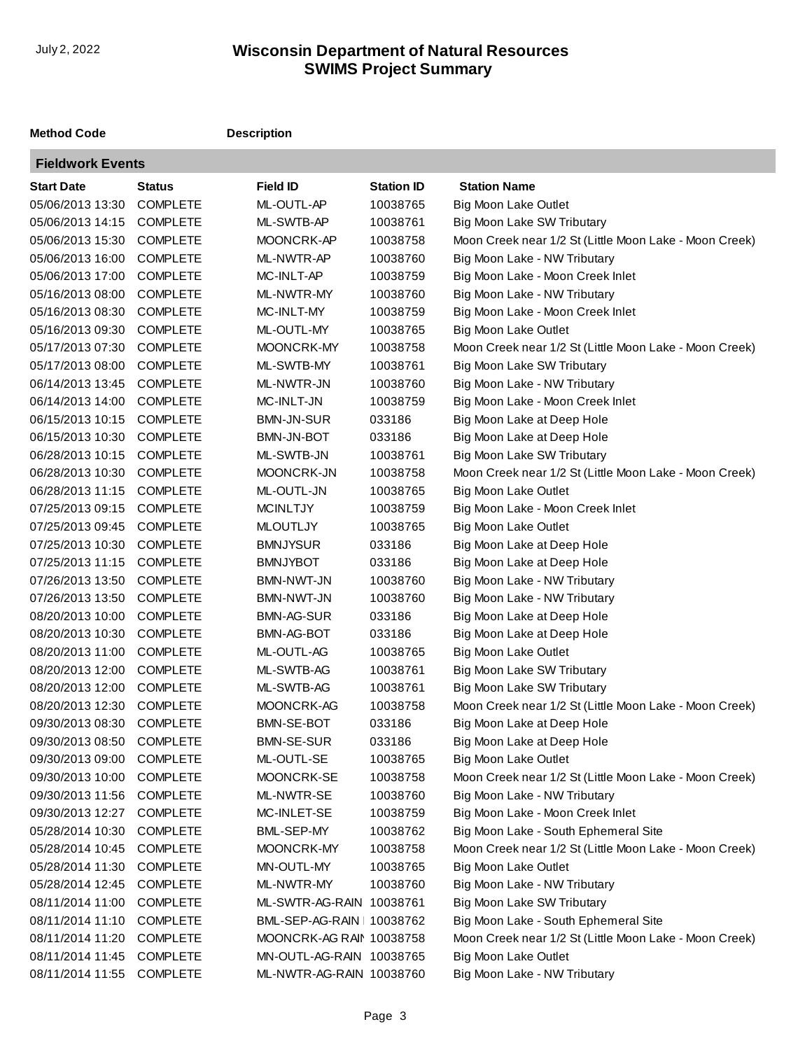| Method Code | Description |
|---|---|

## Fieldwork Events

| Start Date | Status | Field ID | Station ID | Station Name |
|---|---|---|---|---|
| 05/06/2013 13:30 | COMPLETE | ML-OUTL-AP | 10038765 | Big Moon Lake Outlet |
| 05/06/2013 14:15 | COMPLETE | ML-SWTB-AP | 10038761 | Big Moon Lake SW Tributary |
| 05/06/2013 15:30 | COMPLETE | MOONCRK-AP | 10038758 | Moon Creek near 1/2 St (Little Moon Lake - Moon Creek) |
| 05/06/2013 16:00 | COMPLETE | ML-NWTR-AP | 10038760 | Big Moon Lake - NW Tributary |
| 05/06/2013 17:00 | COMPLETE | MC-INLT-AP | 10038759 | Big Moon Lake - Moon Creek Inlet |
| 05/16/2013 08:00 | COMPLETE | ML-NWTR-MY | 10038760 | Big Moon Lake - NW Tributary |
| 05/16/2013 08:30 | COMPLETE | MC-INLT-MY | 10038759 | Big Moon Lake - Moon Creek Inlet |
| 05/16/2013 09:30 | COMPLETE | ML-OUTL-MY | 10038765 | Big Moon Lake Outlet |
| 05/17/2013 07:30 | COMPLETE | MOONCRK-MY | 10038758 | Moon Creek near 1/2 St (Little Moon Lake - Moon Creek) |
| 05/17/2013 08:00 | COMPLETE | ML-SWTB-MY | 10038761 | Big Moon Lake SW Tributary |
| 06/14/2013 13:45 | COMPLETE | ML-NWTR-JN | 10038760 | Big Moon Lake - NW Tributary |
| 06/14/2013 14:00 | COMPLETE | MC-INLT-JN | 10038759 | Big Moon Lake - Moon Creek Inlet |
| 06/15/2013 10:15 | COMPLETE | BMN-JN-SUR | 033186 | Big Moon Lake at Deep Hole |
| 06/15/2013 10:30 | COMPLETE | BMN-JN-BOT | 033186 | Big Moon Lake at Deep Hole |
| 06/28/2013 10:15 | COMPLETE | ML-SWTB-JN | 10038761 | Big Moon Lake SW Tributary |
| 06/28/2013 10:30 | COMPLETE | MOONCRK-JN | 10038758 | Moon Creek near 1/2 St (Little Moon Lake - Moon Creek) |
| 06/28/2013 11:15 | COMPLETE | ML-OUTL-JN | 10038765 | Big Moon Lake Outlet |
| 07/25/2013 09:15 | COMPLETE | MCINLTJY | 10038759 | Big Moon Lake - Moon Creek Inlet |
| 07/25/2013 09:45 | COMPLETE | MLOUTLJY | 10038765 | Big Moon Lake Outlet |
| 07/25/2013 10:30 | COMPLETE | BMNJYSUR | 033186 | Big Moon Lake at Deep Hole |
| 07/25/2013 11:15 | COMPLETE | BMNJYBOT | 033186 | Big Moon Lake at Deep Hole |
| 07/26/2013 13:50 | COMPLETE | BMN-NWT-JN | 10038760 | Big Moon Lake - NW Tributary |
| 07/26/2013 13:50 | COMPLETE | BMN-NWT-JN | 10038760 | Big Moon Lake - NW Tributary |
| 08/20/2013 10:00 | COMPLETE | BMN-AG-SUR | 033186 | Big Moon Lake at Deep Hole |
| 08/20/2013 10:30 | COMPLETE | BMN-AG-BOT | 033186 | Big Moon Lake at Deep Hole |
| 08/20/2013 11:00 | COMPLETE | ML-OUTL-AG | 10038765 | Big Moon Lake Outlet |
| 08/20/2013 12:00 | COMPLETE | ML-SWTB-AG | 10038761 | Big Moon Lake SW Tributary |
| 08/20/2013 12:00 | COMPLETE | ML-SWTB-AG | 10038761 | Big Moon Lake SW Tributary |
| 08/20/2013 12:30 | COMPLETE | MOONCRK-AG | 10038758 | Moon Creek near 1/2 St (Little Moon Lake - Moon Creek) |
| 09/30/2013 08:30 | COMPLETE | BMN-SE-BOT | 033186 | Big Moon Lake at Deep Hole |
| 09/30/2013 08:50 | COMPLETE | BMN-SE-SUR | 033186 | Big Moon Lake at Deep Hole |
| 09/30/2013 09:00 | COMPLETE | ML-OUTL-SE | 10038765 | Big Moon Lake Outlet |
| 09/30/2013 10:00 | COMPLETE | MOONCRK-SE | 10038758 | Moon Creek near 1/2 St (Little Moon Lake - Moon Creek) |
| 09/30/2013 11:56 | COMPLETE | ML-NWTR-SE | 10038760 | Big Moon Lake - NW Tributary |
| 09/30/2013 12:27 | COMPLETE | MC-INLET-SE | 10038759 | Big Moon Lake - Moon Creek Inlet |
| 05/28/2014 10:30 | COMPLETE | BML-SEP-MY | 10038762 | Big Moon Lake - South Ephemeral Site |
| 05/28/2014 10:45 | COMPLETE | MOONCRK-MY | 10038758 | Moon Creek near 1/2 St (Little Moon Lake - Moon Creek) |
| 05/28/2014 11:30 | COMPLETE | MN-OUTL-MY | 10038765 | Big Moon Lake Outlet |
| 05/28/2014 12:45 | COMPLETE | ML-NWTR-MY | 10038760 | Big Moon Lake - NW Tributary |
| 08/11/2014 11:00 | COMPLETE | ML-SWTR-AG-RAIN | 10038761 | Big Moon Lake SW Tributary |
| 08/11/2014 11:10 | COMPLETE | BML-SEP-AG-RAIN | 10038762 | Big Moon Lake - South Ephemeral Site |
| 08/11/2014 11:20 | COMPLETE | MOONCRK-AG RAIN | 10038758 | Moon Creek near 1/2 St (Little Moon Lake - Moon Creek) |
| 08/11/2014 11:45 | COMPLETE | MN-OUTL-AG-RAIN | 10038765 | Big Moon Lake Outlet |
| 08/11/2014 11:55 | COMPLETE | ML-NWTR-AG-RAIN | 10038760 | Big Moon Lake - NW Tributary |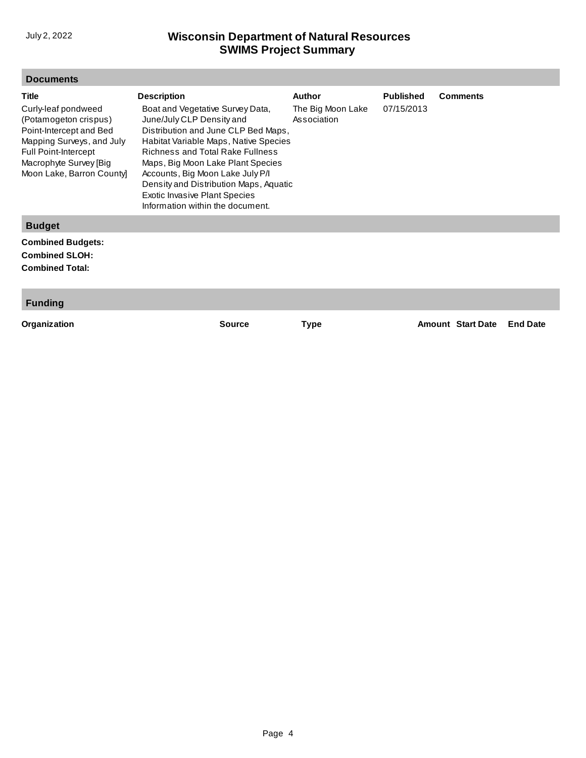## Documents

| Title | Description | Author | Published | Comments |
| --- | --- | --- | --- | --- |
| Curly-leaf pondweed (Potamogeton crispus) Point-Intercept and Bed Mapping Surveys, and July Full Point-Intercept Macrophyte Survey [Big Moon Lake, Barron County] | Boat and Vegetative Survey Data, June/July CLP Density and Distribution and June CLP Bed Maps, Habitat Variable Maps, Native Species Richness and Total Rake Fullness Maps, Big Moon Lake Plant Species Accounts, Big Moon Lake July P/I Density and Distribution Maps, Aquatic Exotic Invasive Plant Species Information within the document. | The Big Moon Lake Association | 07/15/2013 | |

## Budget

**Combined Budgets:**

**Combined SLOH:**

**Combined Total:**

## Funding

| Organization | Source | Type | Amount | Start Date | End Date |
| --- | --- | --- | --- | --- | --- |